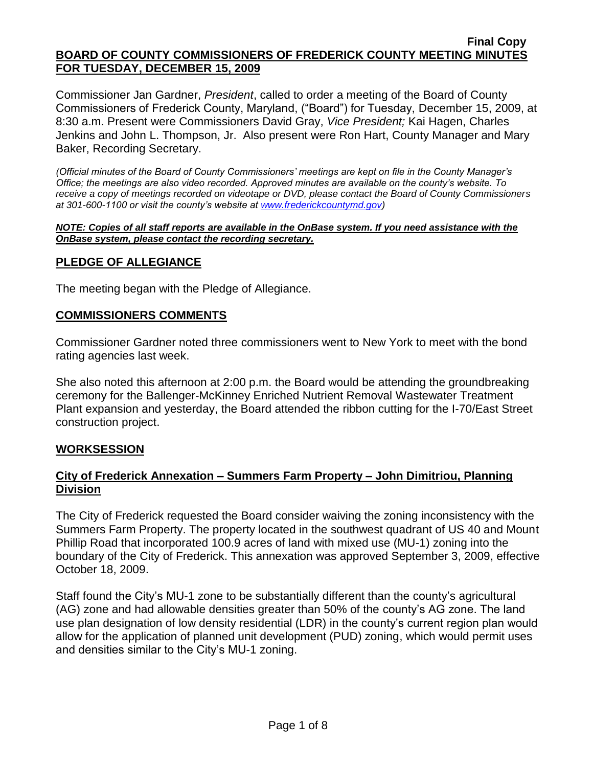**Final Copy**

# BOARD OF COUNTY COMMISSIONERS OF FREDERICK COUNTY MEETING MINUTES FOR TUESDAY, DECEMBER 15, 2009

Commissioner Jan Gardner, *President*, called to order a meeting of the Board of County Commissioners of Frederick County, Maryland, ("Board") for Tuesday, December 15, 2009, at 8:30 a.m. Present were Commissioners David Gray, *Vice President;* Kai Hagen, Charles Jenkins and John L. Thompson, Jr. Also present were Ron Hart, County Manager and Mary Baker, Recording Secretary.

*(Official minutes of the Board of County Commissioners' meetings are kept on file in the County Manager's Office; the meetings are also video recorded. Approved minutes are available on the county's website. To receive a copy of meetings recorded on videotape or DVD, please contact the Board of County Commissioners at 301-600-1100 or visit the county's website at www.frederickcountymd.gov)*

***NOTE: Copies of all staff reports are available in the OnBase system. If you need assistance with the OnBase system, please contact the recording secretary.***

## PLEDGE OF ALLEGIANCE

The meeting began with the Pledge of Allegiance.

## COMMISSIONERS COMMENTS

Commissioner Gardner noted three commissioners went to New York to meet with the bond rating agencies last week.

She also noted this afternoon at 2:00 p.m. the Board would be attending the groundbreaking ceremony for the Ballenger-McKinney Enriched Nutrient Removal Wastewater Treatment Plant expansion and yesterday, the Board attended the ribbon cutting for the I-70/East Street construction project.

## WORKSESSION

### City of Frederick Annexation – Summers Farm Property – John Dimitriou, Planning Division

The City of Frederick requested the Board consider waiving the zoning inconsistency with the Summers Farm Property. The property located in the southwest quadrant of US 40 and Mount Phillip Road that incorporated 100.9 acres of land with mixed use (MU-1) zoning into the boundary of the City of Frederick. This annexation was approved September 3, 2009, effective October 18, 2009.

Staff found the City's MU-1 zone to be substantially different than the county's agricultural (AG) zone and had allowable densities greater than 50% of the county's AG zone. The land use plan designation of low density residential (LDR) in the county's current region plan would allow for the application of planned unit development (PUD) zoning, which would permit uses and densities similar to the City's MU-1 zoning.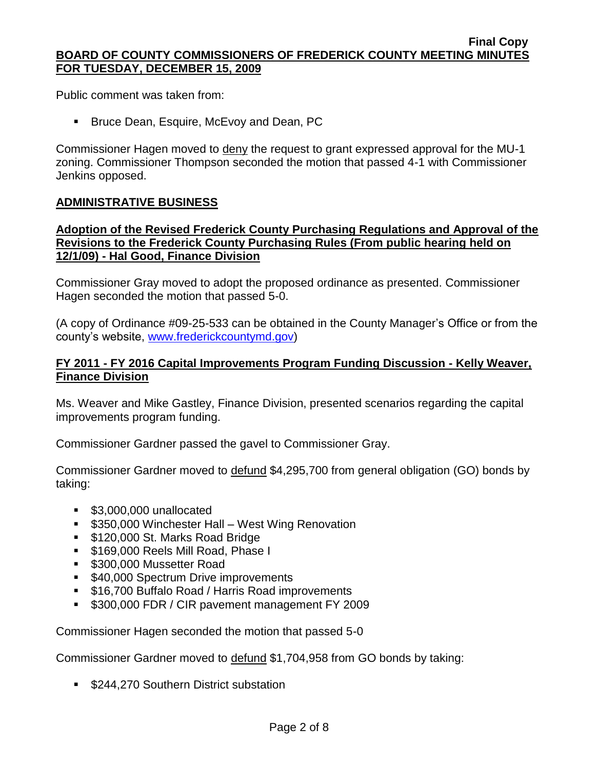Public comment was taken from:

- Bruce Dean, Esquire, McEvoy and Dean, PC

Commissioner Hagen moved to deny the request to grant expressed approval for the MU-1 zoning. Commissioner Thompson seconded the motion that passed 4-1 with Commissioner Jenkins opposed.

## ADMINISTRATIVE BUSINESS

### Adoption of the Revised Frederick County Purchasing Regulations and Approval of the Revisions to the Frederick County Purchasing Rules (From public hearing held on 12/1/09) - Hal Good, Finance Division

Commissioner Gray moved to adopt the proposed ordinance as presented. Commissioner Hagen seconded the motion that passed 5-0.

(A copy of Ordinance #09-25-533 can be obtained in the County Manager's Office or from the county's website, www.frederickcountymd.gov)

### FY 2011 - FY 2016 Capital Improvements Program Funding Discussion - Kelly Weaver, Finance Division

Ms. Weaver and Mike Gastley, Finance Division, presented scenarios regarding the capital improvements program funding.

Commissioner Gardner passed the gavel to Commissioner Gray.

Commissioner Gardner moved to defund $4,295,700 from general obligation (GO) bonds by taking:

- $3,000,000 unallocated
- $350,000 Winchester Hall – West Wing Renovation
- $120,000 St. Marks Road Bridge
- $169,000 Reels Mill Road, Phase I
- $300,000 Mussetter Road
- $40,000 Spectrum Drive improvements
- $16,700 Buffalo Road / Harris Road improvements
- $300,000 FDR / CIR pavement management FY 2009

Commissioner Hagen seconded the motion that passed 5-0

Commissioner Gardner moved to defund $1,704,958 from GO bonds by taking:

- $244,270 Southern District substation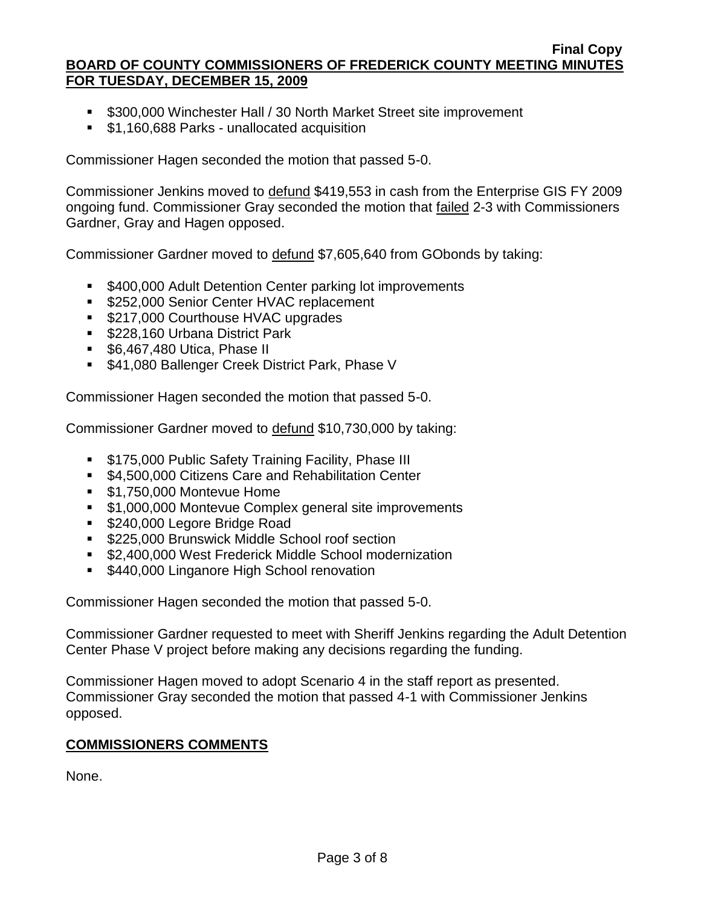- $300,000 Winchester Hall / 30 North Market Street site improvement
- $1,160,688 Parks - unallocated acquisition

Commissioner Hagen seconded the motion that passed 5-0.

Commissioner Jenkins moved to defund $419,553 in cash from the Enterprise GIS FY 2009 ongoing fund. Commissioner Gray seconded the motion that failed 2-3 with Commissioners Gardner, Gray and Hagen opposed.

Commissioner Gardner moved to defund $7,605,640 from GObonds by taking:

- $400,000 Adult Detention Center parking lot improvements
- $252,000 Senior Center HVAC replacement
- $217,000 Courthouse HVAC upgrades
- $228,160 Urbana District Park
- $6,467,480 Utica, Phase II
- $41,080 Ballenger Creek District Park, Phase V

Commissioner Hagen seconded the motion that passed 5-0.

Commissioner Gardner moved to defund $10,730,000 by taking:

- $175,000 Public Safety Training Facility, Phase III
- $4,500,000 Citizens Care and Rehabilitation Center
- $1,750,000 Montevue Home
- $1,000,000 Montevue Complex general site improvements
- $240,000 Legore Bridge Road
- $225,000 Brunswick Middle School roof section
- $2,400,000 West Frederick Middle School modernization
- $440,000 Linganore High School renovation

Commissioner Hagen seconded the motion that passed 5-0.

Commissioner Gardner requested to meet with Sheriff Jenkins regarding the Adult Detention Center Phase V project before making any decisions regarding the funding.

Commissioner Hagen moved to adopt Scenario 4 in the staff report as presented. Commissioner Gray seconded the motion that passed 4-1 with Commissioner Jenkins opposed.

## COMMISSIONERS COMMENTS

None.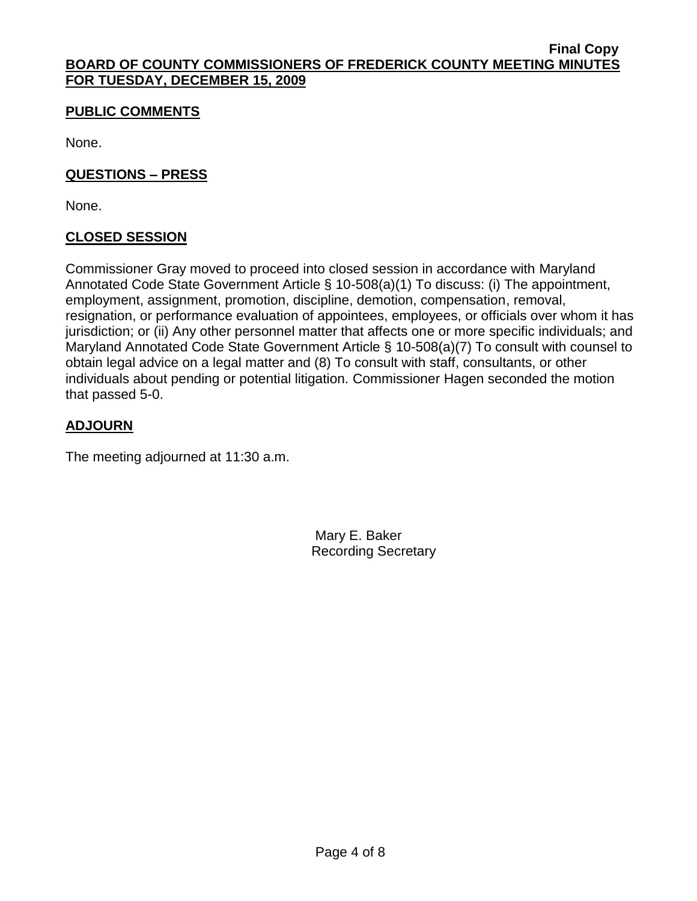## PUBLIC COMMENTS

None.

## QUESTIONS – PRESS

None.

## CLOSED SESSION

Commissioner Gray moved to proceed into closed session in accordance with Maryland Annotated Code State Government Article § 10-508(a)(1) To discuss: (i) The appointment, employment, assignment, promotion, discipline, demotion, compensation, removal, resignation, or performance evaluation of appointees, employees, or officials over whom it has jurisdiction; or (ii) Any other personnel matter that affects one or more specific individuals; and Maryland Annotated Code State Government Article § 10-508(a)(7) To consult with counsel to obtain legal advice on a legal matter and (8) To consult with staff, consultants, or other individuals about pending or potential litigation. Commissioner Hagen seconded the motion that passed 5-0.

## ADJOURN

The meeting adjourned at 11:30 a.m.

Mary E. Baker
Recording Secretary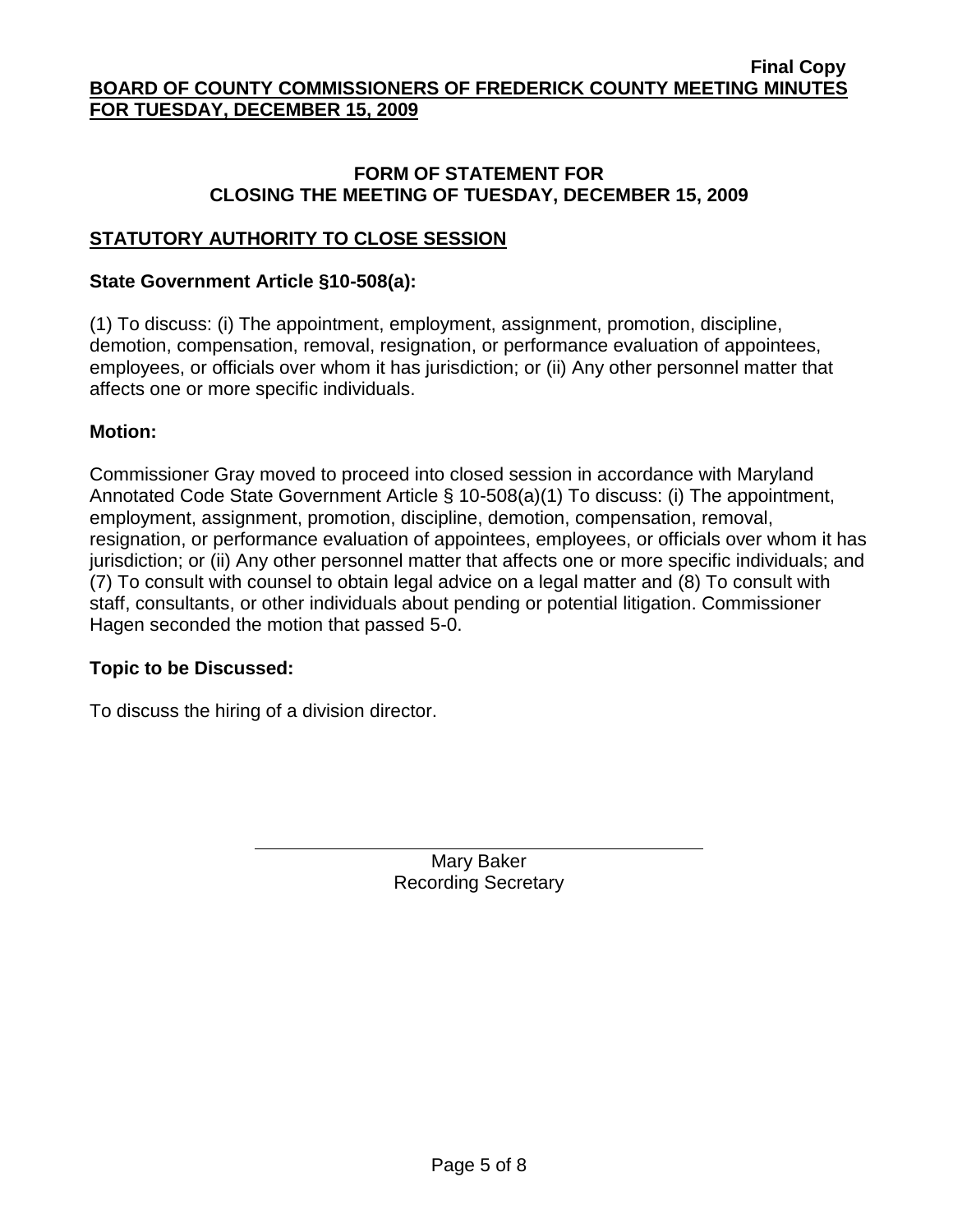## FORM OF STATEMENT FOR CLOSING THE MEETING OF TUESDAY, DECEMBER 15, 2009

### STATUTORY AUTHORITY TO CLOSE SESSION

**State Government Article §10-508(a):**

(1) To discuss: (i) The appointment, employment, assignment, promotion, discipline, demotion, compensation, removal, resignation, or performance evaluation of appointees, employees, or officials over whom it has jurisdiction; or (ii) Any other personnel matter that affects one or more specific individuals.

**Motion:**

Commissioner Gray moved to proceed into closed session in accordance with Maryland Annotated Code State Government Article § 10-508(a)(1) To discuss: (i) The appointment, employment, assignment, promotion, discipline, demotion, compensation, removal, resignation, or performance evaluation of appointees, employees, or officials over whom it has jurisdiction; or (ii) Any other personnel matter that affects one or more specific individuals; and (7) To consult with counsel to obtain legal advice on a legal matter and (8) To consult with staff, consultants, or other individuals about pending or potential litigation. Commissioner Hagen seconded the motion that passed 5-0.

**Topic to be Discussed:**

To discuss the hiring of a division director.

Mary Baker
Recording Secretary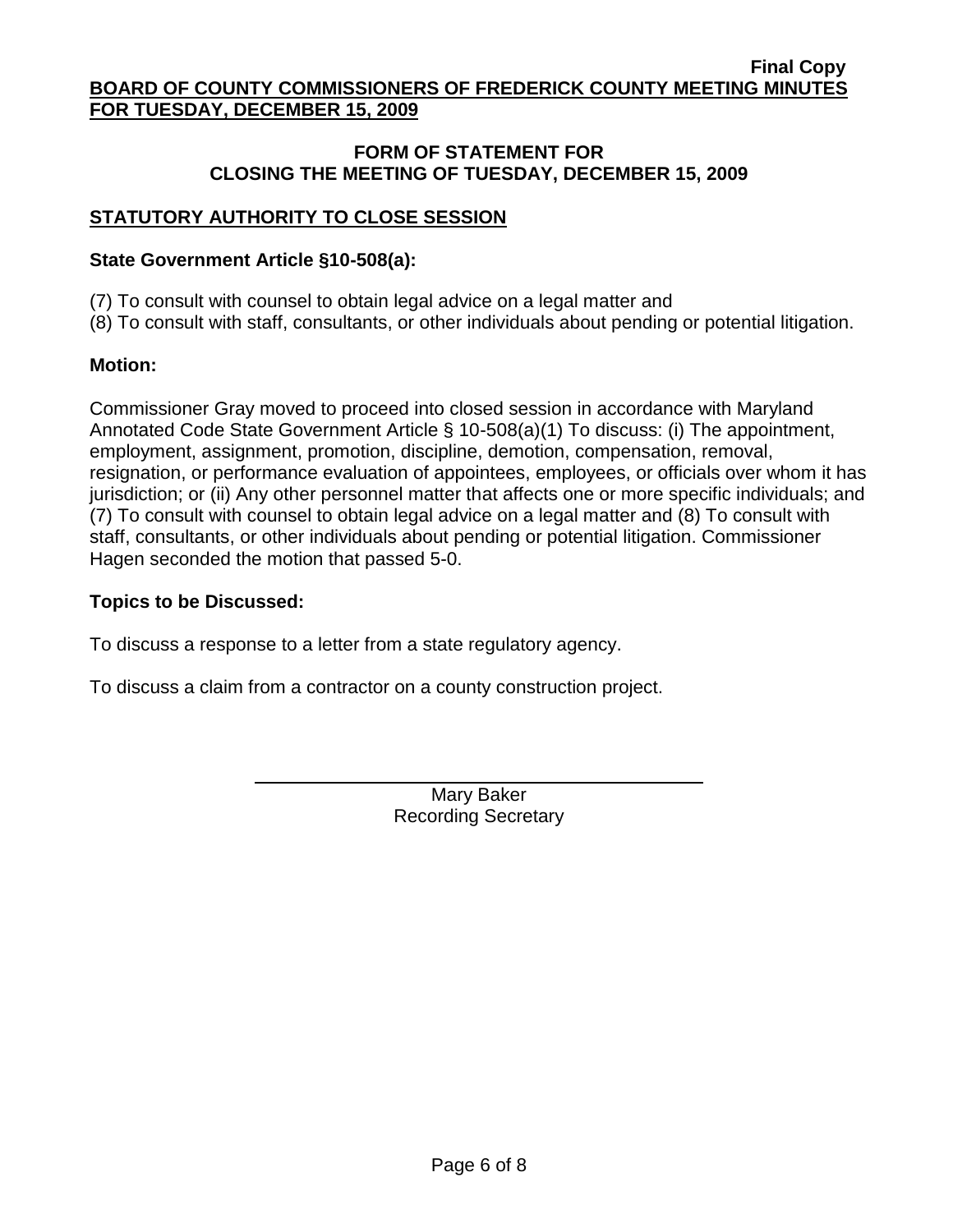**Final Copy**

**BOARD OF COUNTY COMMISSIONERS OF FREDERICK COUNTY MEETING MINUTES FOR TUESDAY, DECEMBER 15, 2009**

## FORM OF STATEMENT FOR CLOSING THE MEETING OF TUESDAY, DECEMBER 15, 2009

### STATUTORY AUTHORITY TO CLOSE SESSION

**State Government Article §10-508(a):**

(7) To consult with counsel to obtain legal advice on a legal matter and
(8) To consult with staff, consultants, or other individuals about pending or potential litigation.

**Motion:**

Commissioner Gray moved to proceed into closed session in accordance with Maryland Annotated Code State Government Article § 10-508(a)(1) To discuss: (i) The appointment, employment, assignment, promotion, discipline, demotion, compensation, removal, resignation, or performance evaluation of appointees, employees, or officials over whom it has jurisdiction; or (ii) Any other personnel matter that affects one or more specific individuals; and (7) To consult with counsel to obtain legal advice on a legal matter and (8) To consult with staff, consultants, or other individuals about pending or potential litigation. Commissioner Hagen seconded the motion that passed 5-0.

**Topics to be Discussed:**

To discuss a response to a letter from a state regulatory agency.

To discuss a claim from a contractor on a county construction project.

Mary Baker
Recording Secretary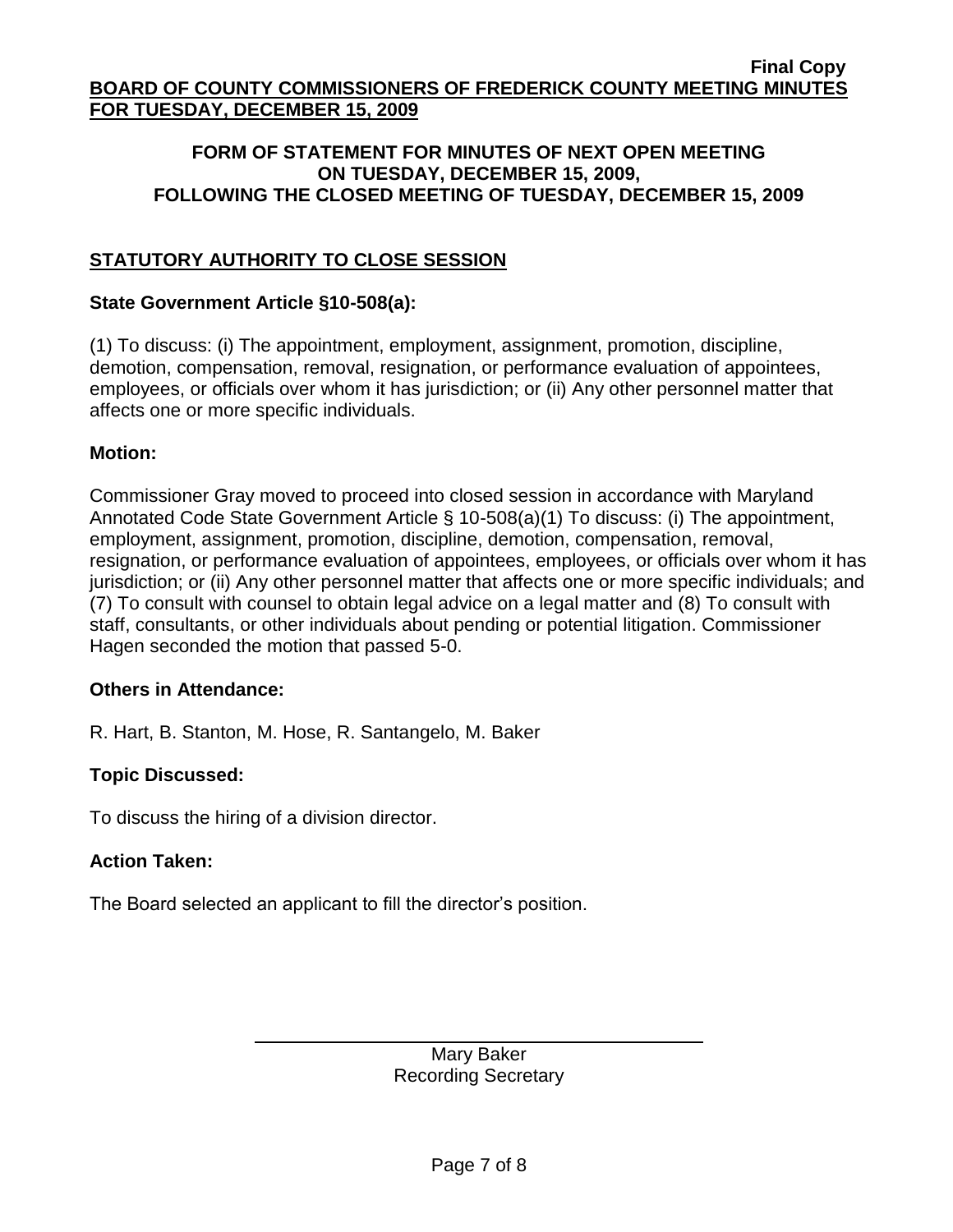**Final Copy**

**BOARD OF COUNTY COMMISSIONERS OF FREDERICK COUNTY MEETING MINUTES FOR TUESDAY, DECEMBER 15, 2009**

**FORM OF STATEMENT FOR MINUTES OF NEXT OPEN MEETING ON TUESDAY, DECEMBER 15, 2009, FOLLOWING THE CLOSED MEETING OF TUESDAY, DECEMBER 15, 2009**

## STATUTORY AUTHORITY TO CLOSE SESSION

**State Government Article §10-508(a):**

(1) To discuss: (i) The appointment, employment, assignment, promotion, discipline, demotion, compensation, removal, resignation, or performance evaluation of appointees, employees, or officials over whom it has jurisdiction; or (ii) Any other personnel matter that affects one or more specific individuals.

**Motion:**

Commissioner Gray moved to proceed into closed session in accordance with Maryland Annotated Code State Government Article § 10-508(a)(1) To discuss: (i) The appointment, employment, assignment, promotion, discipline, demotion, compensation, removal, resignation, or performance evaluation of appointees, employees, or officials over whom it has jurisdiction; or (ii) Any other personnel matter that affects one or more specific individuals; and (7) To consult with counsel to obtain legal advice on a legal matter and (8) To consult with staff, consultants, or other individuals about pending or potential litigation. Commissioner Hagen seconded the motion that passed 5-0.

**Others in Attendance:**

R. Hart, B. Stanton, M. Hose, R. Santangelo, M. Baker

**Topic Discussed:**

To discuss the hiring of a division director.

**Action Taken:**

The Board selected an applicant to fill the director's position.

Mary Baker
Recording Secretary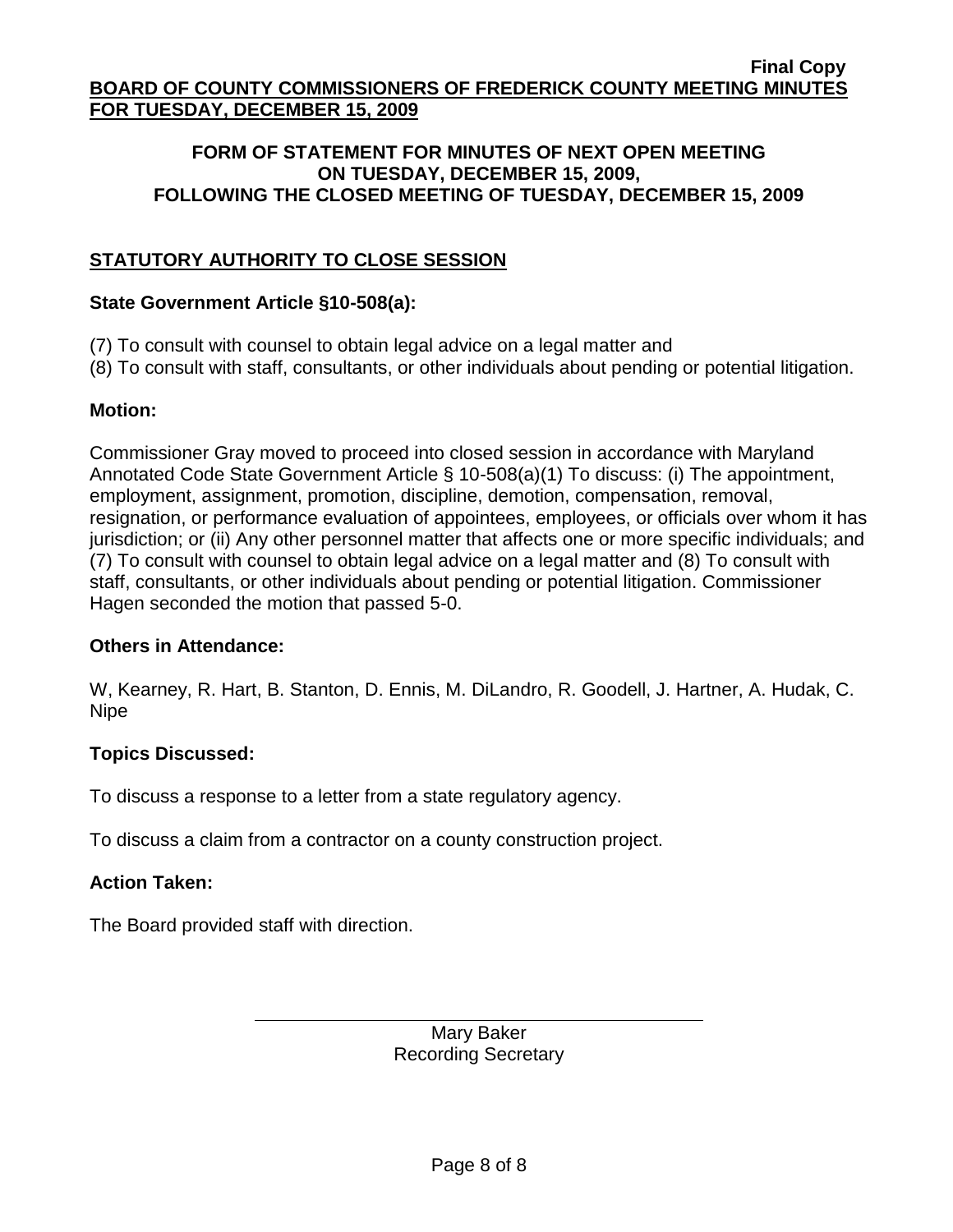**Final Copy**
**BOARD OF COUNTY COMMISSIONERS OF FREDERICK COUNTY MEETING MINUTES FOR TUESDAY, DECEMBER 15, 2009**

**FORM OF STATEMENT FOR MINUTES OF NEXT OPEN MEETING ON TUESDAY, DECEMBER 15, 2009, FOLLOWING THE CLOSED MEETING OF TUESDAY, DECEMBER 15, 2009**

## STATUTORY AUTHORITY TO CLOSE SESSION

### State Government Article §10-508(a):

(7) To consult with counsel to obtain legal advice on a legal matter and
(8) To consult with staff, consultants, or other individuals about pending or potential litigation.

### Motion:

Commissioner Gray moved to proceed into closed session in accordance with Maryland Annotated Code State Government Article § 10-508(a)(1) To discuss: (i) The appointment, employment, assignment, promotion, discipline, demotion, compensation, removal, resignation, or performance evaluation of appointees, employees, or officials over whom it has jurisdiction; or (ii) Any other personnel matter that affects one or more specific individuals; and (7) To consult with counsel to obtain legal advice on a legal matter and (8) To consult with staff, consultants, or other individuals about pending or potential litigation. Commissioner Hagen seconded the motion that passed 5-0.

### Others in Attendance:

W, Kearney, R. Hart, B. Stanton, D. Ennis, M. DiLandro, R. Goodell, J. Hartner, A. Hudak, C. Nipe

### Topics Discussed:

To discuss a response to a letter from a state regulatory agency.

To discuss a claim from a contractor on a county construction project.

### Action Taken:

The Board provided staff with direction.

Mary Baker
Recording Secretary